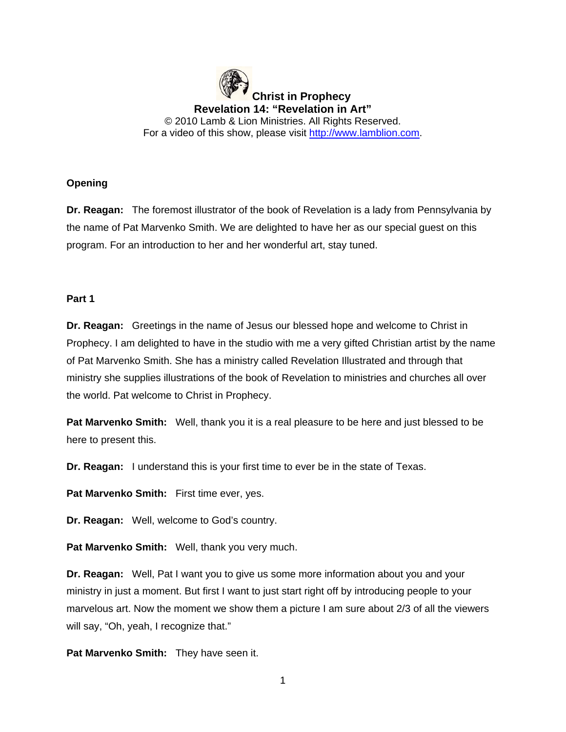# Christ in Prophecy

## Revelation 14: "Revelation in Art"

© 2010 Lamb & Lion Ministries. All Rights Reserved.
For a video of this show, please visit http://www.lamblion.com.

### Opening

**Dr. Reagan:** The foremost illustrator of the book of Revelation is a lady from Pennsylvania by the name of Pat Marvenko Smith. We are delighted to have her as our special guest on this program. For an introduction to her and her wonderful art, stay tuned.

### Part 1

**Dr. Reagan:** Greetings in the name of Jesus our blessed hope and welcome to Christ in Prophecy. I am delighted to have in the studio with me a very gifted Christian artist by the name of Pat Marvenko Smith. She has a ministry called Revelation Illustrated and through that ministry she supplies illustrations of the book of Revelation to ministries and churches all over the world. Pat welcome to Christ in Prophecy.

**Pat Marvenko Smith:** Well, thank you it is a real pleasure to be here and just blessed to be here to present this.

**Dr. Reagan:** I understand this is your first time to ever be in the state of Texas.

**Pat Marvenko Smith:** First time ever, yes.

**Dr. Reagan:** Well, welcome to God's country.

**Pat Marvenko Smith:** Well, thank you very much.

**Dr. Reagan:** Well, Pat I want you to give us some more information about you and your ministry in just a moment. But first I want to just start right off by introducing people to your marvelous art. Now the moment we show them a picture I am sure about 2/3 of all the viewers will say, "Oh, yeah, I recognize that."

**Pat Marvenko Smith:** They have seen it.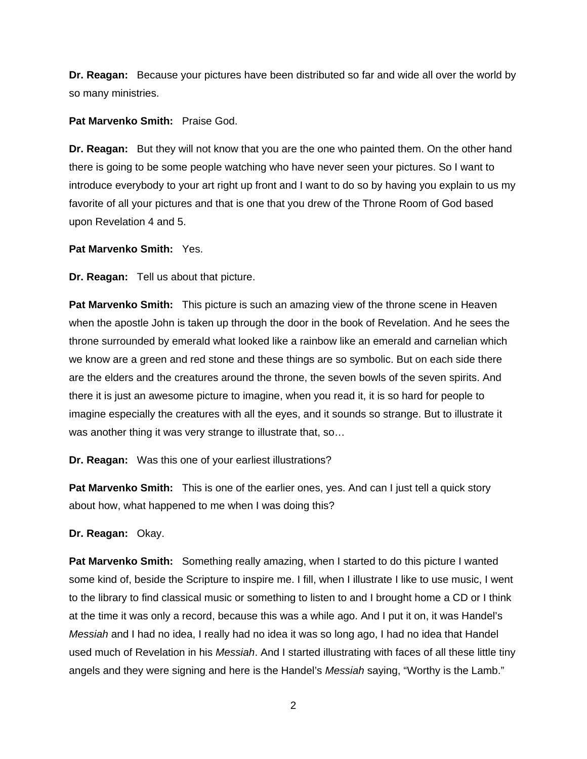**Dr. Reagan:** Because your pictures have been distributed so far and wide all over the world by so many ministries.

**Pat Marvenko Smith:** Praise God.

**Dr. Reagan:** But they will not know that you are the one who painted them. On the other hand there is going to be some people watching who have never seen your pictures. So I want to introduce everybody to your art right up front and I want to do so by having you explain to us my favorite of all your pictures and that is one that you drew of the Throne Room of God based upon Revelation 4 and 5.

**Pat Marvenko Smith:** Yes.

**Dr. Reagan:** Tell us about that picture.

**Pat Marvenko Smith:** This picture is such an amazing view of the throne scene in Heaven when the apostle John is taken up through the door in the book of Revelation. And he sees the throne surrounded by emerald what looked like a rainbow like an emerald and carnelian which we know are a green and red stone and these things are so symbolic. But on each side there are the elders and the creatures around the throne, the seven bowls of the seven spirits. And there it is just an awesome picture to imagine, when you read it, it is so hard for people to imagine especially the creatures with all the eyes, and it sounds so strange. But to illustrate it was another thing it was very strange to illustrate that, so…

**Dr. Reagan:** Was this one of your earliest illustrations?

**Pat Marvenko Smith:** This is one of the earlier ones, yes. And can I just tell a quick story about how, what happened to me when I was doing this?

**Dr. Reagan:** Okay.

**Pat Marvenko Smith:** Something really amazing, when I started to do this picture I wanted some kind of, beside the Scripture to inspire me. I fill, when I illustrate I like to use music, I went to the library to find classical music or something to listen to and I brought home a CD or I think at the time it was only a record, because this was a while ago. And I put it on, it was Handel's *Messiah* and I had no idea, I really had no idea it was so long ago, I had no idea that Handel used much of Revelation in his *Messiah*. And I started illustrating with faces of all these little tiny angels and they were signing and here is the Handel's *Messiah* saying, "Worthy is the Lamb."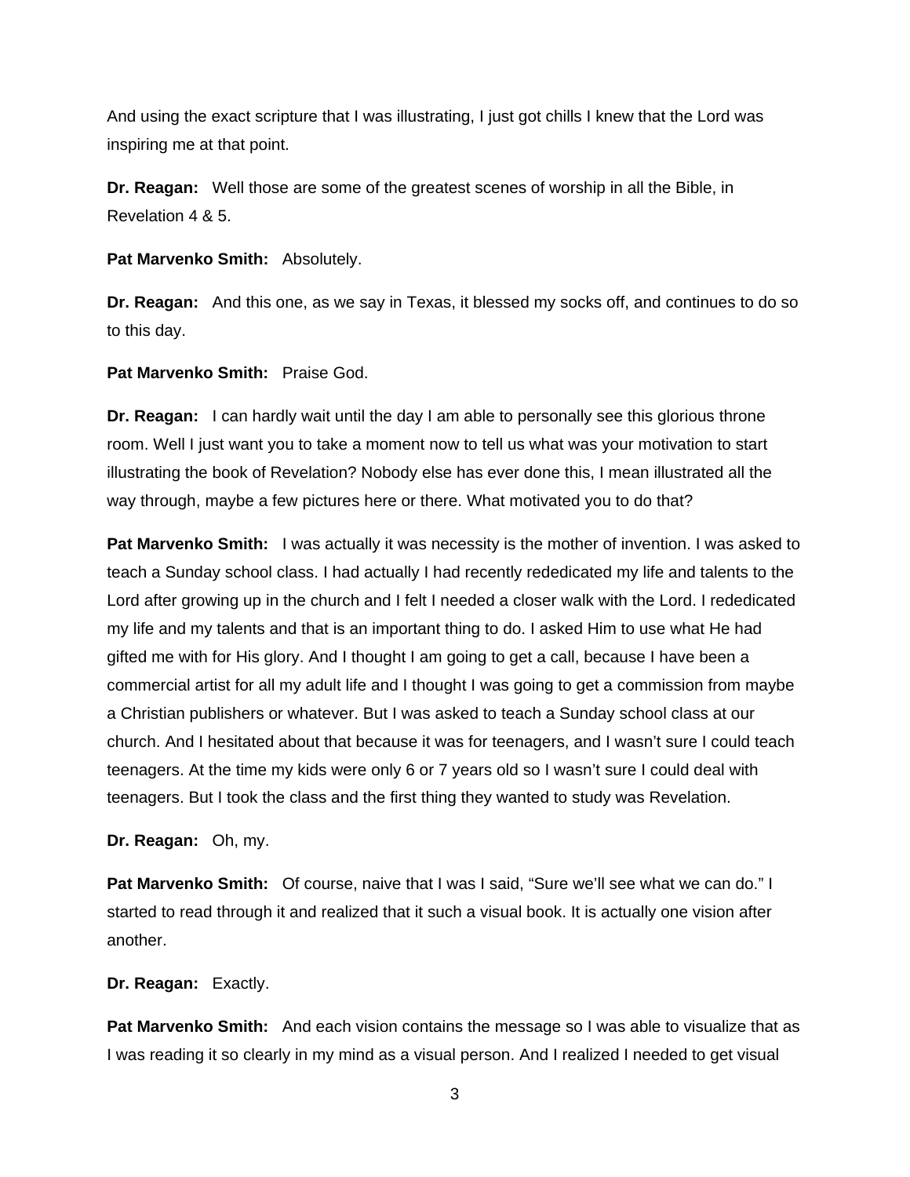And using the exact scripture that I was illustrating, I just got chills I knew that the Lord was inspiring me at that point.

**Dr. Reagan:** Well those are some of the greatest scenes of worship in all the Bible, in Revelation 4 & 5.

**Pat Marvenko Smith:** Absolutely.

**Dr. Reagan:** And this one, as we say in Texas, it blessed my socks off, and continues to do so to this day.

**Pat Marvenko Smith:** Praise God.

**Dr. Reagan:** I can hardly wait until the day I am able to personally see this glorious throne room. Well I just want you to take a moment now to tell us what was your motivation to start illustrating the book of Revelation? Nobody else has ever done this, I mean illustrated all the way through, maybe a few pictures here or there. What motivated you to do that?

**Pat Marvenko Smith:** I was actually it was necessity is the mother of invention. I was asked to teach a Sunday school class. I had actually I had recently rededicated my life and talents to the Lord after growing up in the church and I felt I needed a closer walk with the Lord. I rededicated my life and my talents and that is an important thing to do. I asked Him to use what He had gifted me with for His glory. And I thought I am going to get a call, because I have been a commercial artist for all my adult life and I thought I was going to get a commission from maybe a Christian publishers or whatever. But I was asked to teach a Sunday school class at our church. And I hesitated about that because it was for teenagers, and I wasn't sure I could teach teenagers. At the time my kids were only 6 or 7 years old so I wasn't sure I could deal with teenagers. But I took the class and the first thing they wanted to study was Revelation.

**Dr. Reagan:** Oh, my.

**Pat Marvenko Smith:** Of course, naive that I was I said, "Sure we'll see what we can do." I started to read through it and realized that it such a visual book. It is actually one vision after another.

**Dr. Reagan:** Exactly.

**Pat Marvenko Smith:** And each vision contains the message so I was able to visualize that as I was reading it so clearly in my mind as a visual person. And I realized I needed to get visual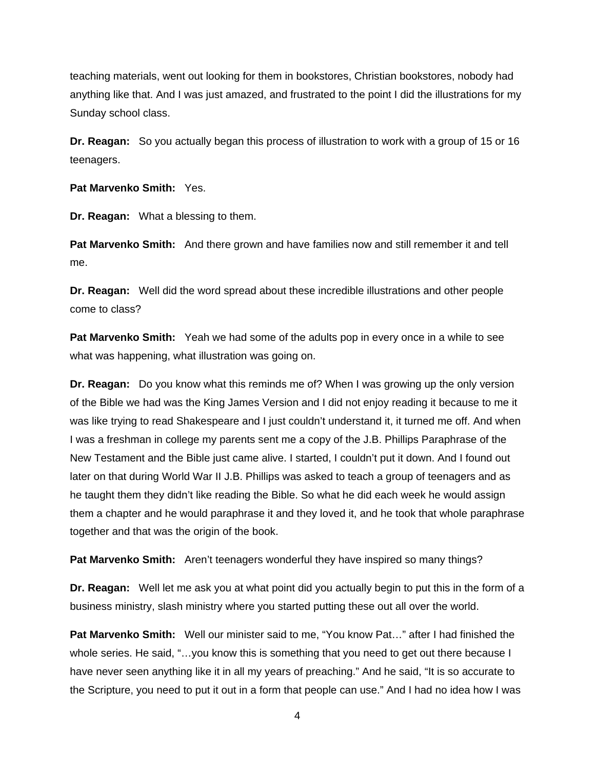teaching materials, went out looking for them in bookstores, Christian bookstores, nobody had anything like that. And I was just amazed, and frustrated to the point I did the illustrations for my Sunday school class.

**Dr. Reagan:** So you actually began this process of illustration to work with a group of 15 or 16 teenagers.

**Pat Marvenko Smith:** Yes.

**Dr. Reagan:** What a blessing to them.

**Pat Marvenko Smith:** And there grown and have families now and still remember it and tell me.

**Dr. Reagan:** Well did the word spread about these incredible illustrations and other people come to class?

**Pat Marvenko Smith:** Yeah we had some of the adults pop in every once in a while to see what was happening, what illustration was going on.

**Dr. Reagan:** Do you know what this reminds me of? When I was growing up the only version of the Bible we had was the King James Version and I did not enjoy reading it because to me it was like trying to read Shakespeare and I just couldn't understand it, it turned me off. And when I was a freshman in college my parents sent me a copy of the J.B. Phillips Paraphrase of the New Testament and the Bible just came alive. I started, I couldn't put it down. And I found out later on that during World War II J.B. Phillips was asked to teach a group of teenagers and as he taught them they didn't like reading the Bible. So what he did each week he would assign them a chapter and he would paraphrase it and they loved it, and he took that whole paraphrase together and that was the origin of the book.

**Pat Marvenko Smith:** Aren't teenagers wonderful they have inspired so many things?

**Dr. Reagan:** Well let me ask you at what point did you actually begin to put this in the form of a business ministry, slash ministry where you started putting these out all over the world.

**Pat Marvenko Smith:** Well our minister said to me, "You know Pat…" after I had finished the whole series. He said, "…you know this is something that you need to get out there because I have never seen anything like it in all my years of preaching." And he said, "It is so accurate to the Scripture, you need to put it out in a form that people can use." And I had no idea how I was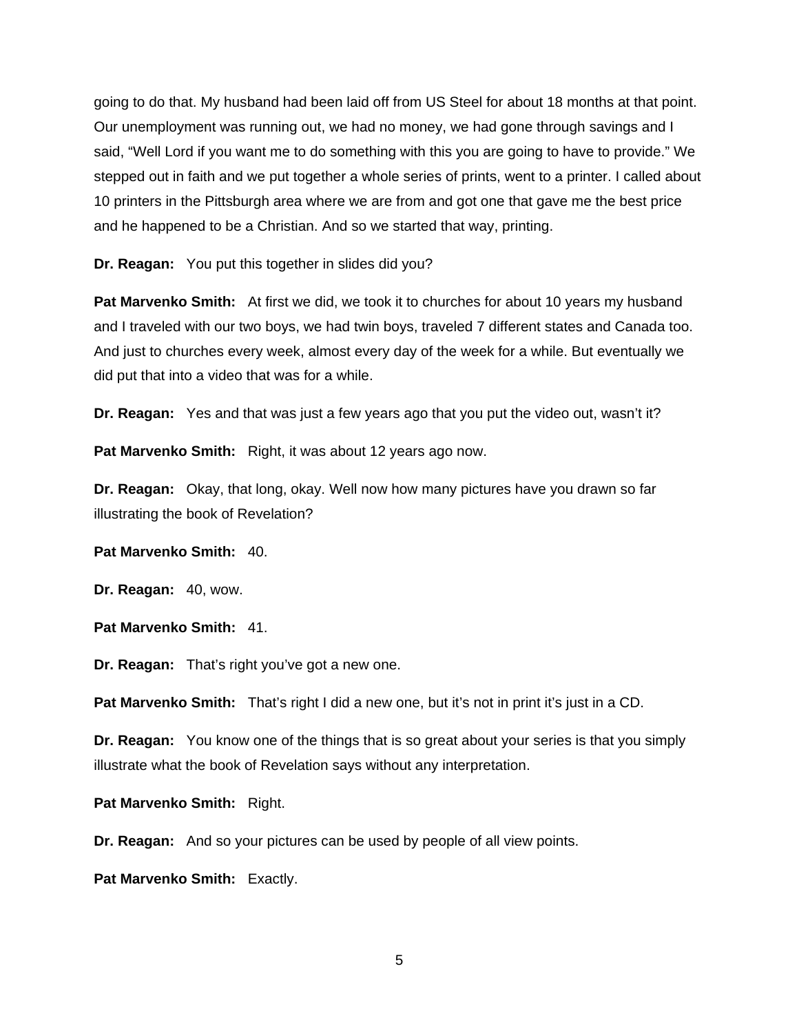going to do that. My husband had been laid off from US Steel for about 18 months at that point. Our unemployment was running out, we had no money, we had gone through savings and I said, "Well Lord if you want me to do something with this you are going to have to provide." We stepped out in faith and we put together a whole series of prints, went to a printer. I called about 10 printers in the Pittsburgh area where we are from and got one that gave me the best price and he happened to be a Christian. And so we started that way, printing.

**Dr. Reagan:** You put this together in slides did you?

**Pat Marvenko Smith:** At first we did, we took it to churches for about 10 years my husband and I traveled with our two boys, we had twin boys, traveled 7 different states and Canada too. And just to churches every week, almost every day of the week for a while. But eventually we did put that into a video that was for a while.

**Dr. Reagan:** Yes and that was just a few years ago that you put the video out, wasn't it?

**Pat Marvenko Smith:** Right, it was about 12 years ago now.

**Dr. Reagan:** Okay, that long, okay. Well now how many pictures have you drawn so far illustrating the book of Revelation?

**Pat Marvenko Smith:** 40.

**Dr. Reagan:** 40, wow.

**Pat Marvenko Smith:** 41.

**Dr. Reagan:** That's right you've got a new one.

**Pat Marvenko Smith:** That's right I did a new one, but it's not in print it's just in a CD.

**Dr. Reagan:** You know one of the things that is so great about your series is that you simply illustrate what the book of Revelation says without any interpretation.

**Pat Marvenko Smith:** Right.

**Dr. Reagan:** And so your pictures can be used by people of all view points.

**Pat Marvenko Smith:** Exactly.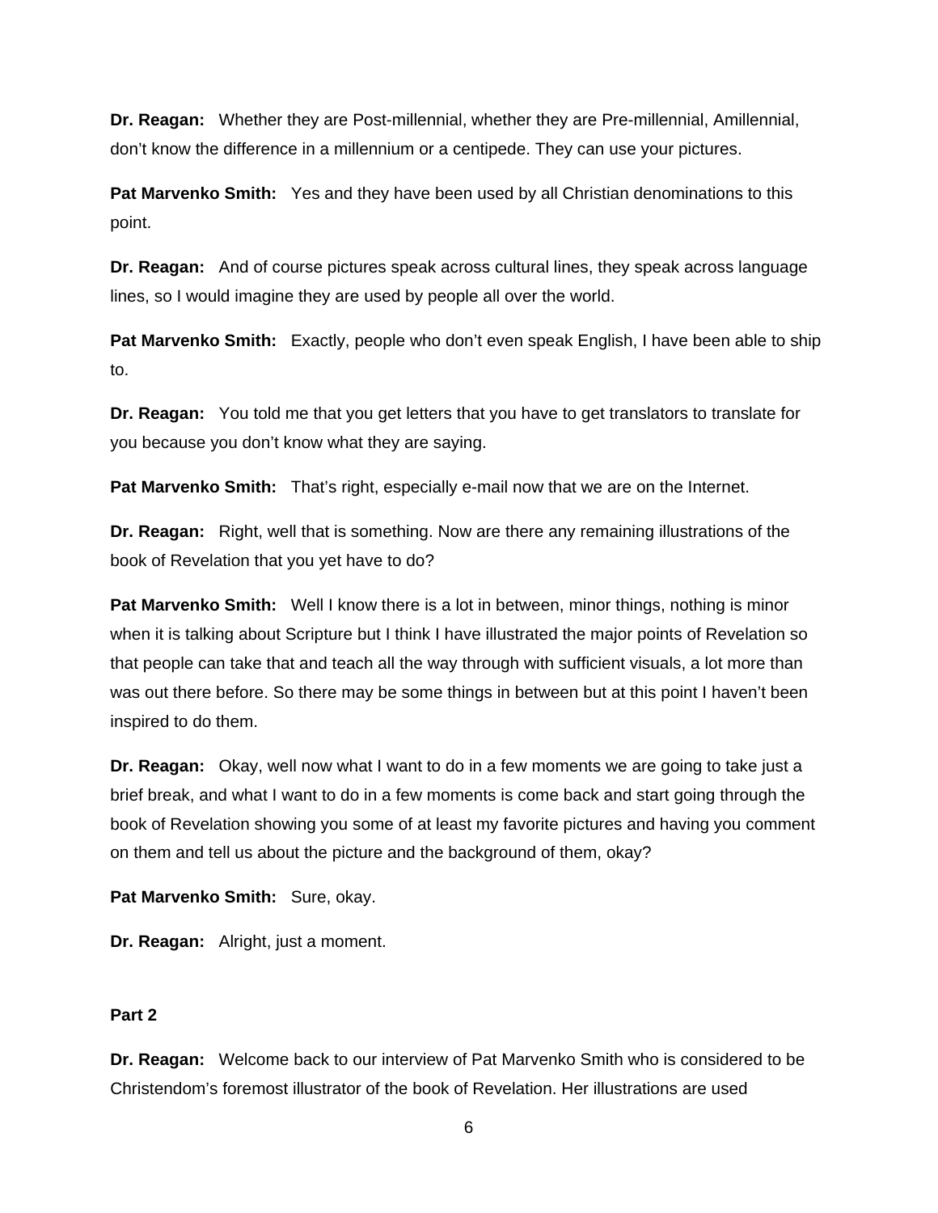**Dr. Reagan:** Whether they are Post-millennial, whether they are Pre-millennial, Amillennial, don't know the difference in a millennium or a centipede. They can use your pictures.

**Pat Marvenko Smith:** Yes and they have been used by all Christian denominations to this point.

**Dr. Reagan:** And of course pictures speak across cultural lines, they speak across language lines, so I would imagine they are used by people all over the world.

**Pat Marvenko Smith:** Exactly, people who don't even speak English, I have been able to ship to.

**Dr. Reagan:** You told me that you get letters that you have to get translators to translate for you because you don't know what they are saying.

**Pat Marvenko Smith:** That's right, especially e-mail now that we are on the Internet.

**Dr. Reagan:** Right, well that is something. Now are there any remaining illustrations of the book of Revelation that you yet have to do?

**Pat Marvenko Smith:** Well I know there is a lot in between, minor things, nothing is minor when it is talking about Scripture but I think I have illustrated the major points of Revelation so that people can take that and teach all the way through with sufficient visuals, a lot more than was out there before. So there may be some things in between but at this point I haven't been inspired to do them.

**Dr. Reagan:** Okay, well now what I want to do in a few moments we are going to take just a brief break, and what I want to do in a few moments is come back and start going through the book of Revelation showing you some of at least my favorite pictures and having you comment on them and tell us about the picture and the background of them, okay?

**Pat Marvenko Smith:** Sure, okay.

**Dr. Reagan:** Alright, just a moment.

**Part 2**

**Dr. Reagan:** Welcome back to our interview of Pat Marvenko Smith who is considered to be Christendom's foremost illustrator of the book of Revelation. Her illustrations are used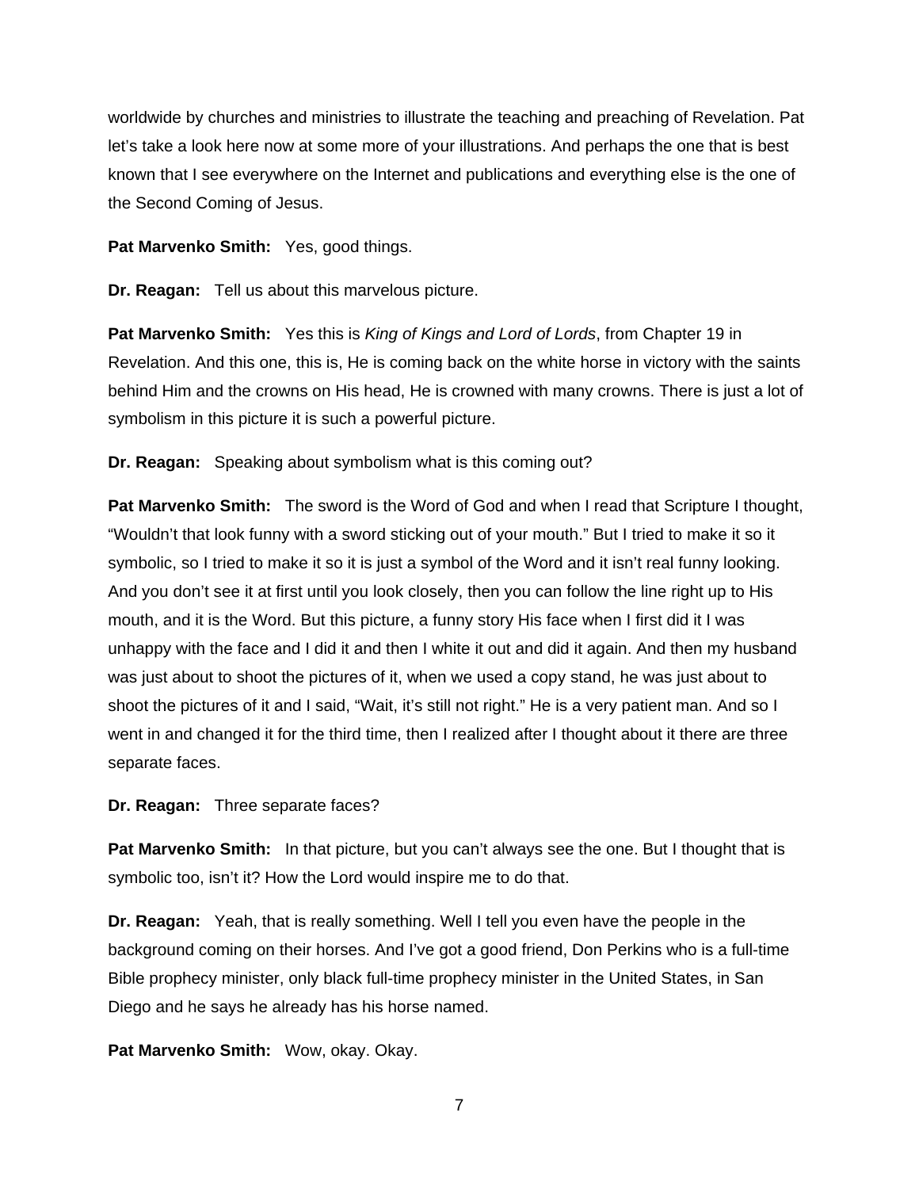worldwide by churches and ministries to illustrate the teaching and preaching of Revelation. Pat let's take a look here now at some more of your illustrations. And perhaps the one that is best known that I see everywhere on the Internet and publications and everything else is the one of the Second Coming of Jesus.

**Pat Marvenko Smith:** Yes, good things.

**Dr. Reagan:** Tell us about this marvelous picture.

**Pat Marvenko Smith:** Yes this is *King of Kings and Lord of Lords*, from Chapter 19 in Revelation. And this one, this is, He is coming back on the white horse in victory with the saints behind Him and the crowns on His head, He is crowned with many crowns. There is just a lot of symbolism in this picture it is such a powerful picture.

**Dr. Reagan:** Speaking about symbolism what is this coming out?

**Pat Marvenko Smith:** The sword is the Word of God and when I read that Scripture I thought, "Wouldn't that look funny with a sword sticking out of your mouth." But I tried to make it so it symbolic, so I tried to make it so it is just a symbol of the Word and it isn't real funny looking. And you don't see it at first until you look closely, then you can follow the line right up to His mouth, and it is the Word. But this picture, a funny story His face when I first did it I was unhappy with the face and I did it and then I white it out and did it again. And then my husband was just about to shoot the pictures of it, when we used a copy stand, he was just about to shoot the pictures of it and I said, "Wait, it's still not right." He is a very patient man. And so I went in and changed it for the third time, then I realized after I thought about it there are three separate faces.

**Dr. Reagan:** Three separate faces?

**Pat Marvenko Smith:** In that picture, but you can't always see the one. But I thought that is symbolic too, isn't it? How the Lord would inspire me to do that.

**Dr. Reagan:** Yeah, that is really something. Well I tell you even have the people in the background coming on their horses. And I've got a good friend, Don Perkins who is a full-time Bible prophecy minister, only black full-time prophecy minister in the United States, in San Diego and he says he already has his horse named.

**Pat Marvenko Smith:** Wow, okay. Okay.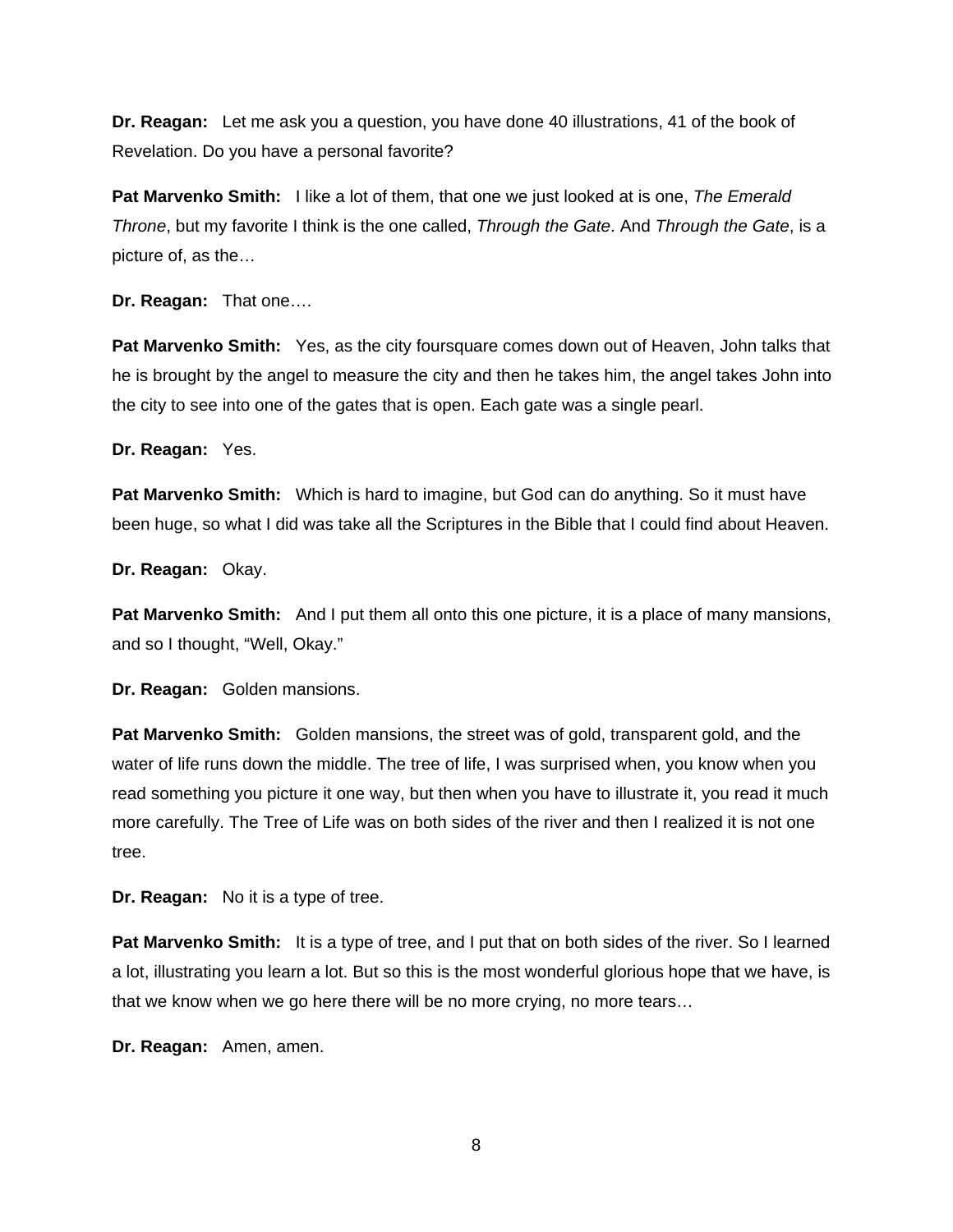**Dr. Reagan:** Let me ask you a question, you have done 40 illustrations, 41 of the book of Revelation. Do you have a personal favorite?

**Pat Marvenko Smith:** I like a lot of them, that one we just looked at is one, *The Emerald Throne*, but my favorite I think is the one called, *Through the Gate*. And *Through the Gate*, is a picture of, as the…

**Dr. Reagan:** That one….

**Pat Marvenko Smith:** Yes, as the city foursquare comes down out of Heaven, John talks that he is brought by the angel to measure the city and then he takes him, the angel takes John into the city to see into one of the gates that is open. Each gate was a single pearl.

**Dr. Reagan:** Yes.

**Pat Marvenko Smith:** Which is hard to imagine, but God can do anything. So it must have been huge, so what I did was take all the Scriptures in the Bible that I could find about Heaven.

**Dr. Reagan:** Okay.

**Pat Marvenko Smith:** And I put them all onto this one picture, it is a place of many mansions, and so I thought, "Well, Okay."

**Dr. Reagan:** Golden mansions.

**Pat Marvenko Smith:** Golden mansions, the street was of gold, transparent gold, and the water of life runs down the middle. The tree of life, I was surprised when, you know when you read something you picture it one way, but then when you have to illustrate it, you read it much more carefully. The Tree of Life was on both sides of the river and then I realized it is not one tree.

**Dr. Reagan:** No it is a type of tree.

**Pat Marvenko Smith:** It is a type of tree, and I put that on both sides of the river. So I learned a lot, illustrating you learn a lot. But so this is the most wonderful glorious hope that we have, is that we know when we go here there will be no more crying, no more tears…

**Dr. Reagan:** Amen, amen.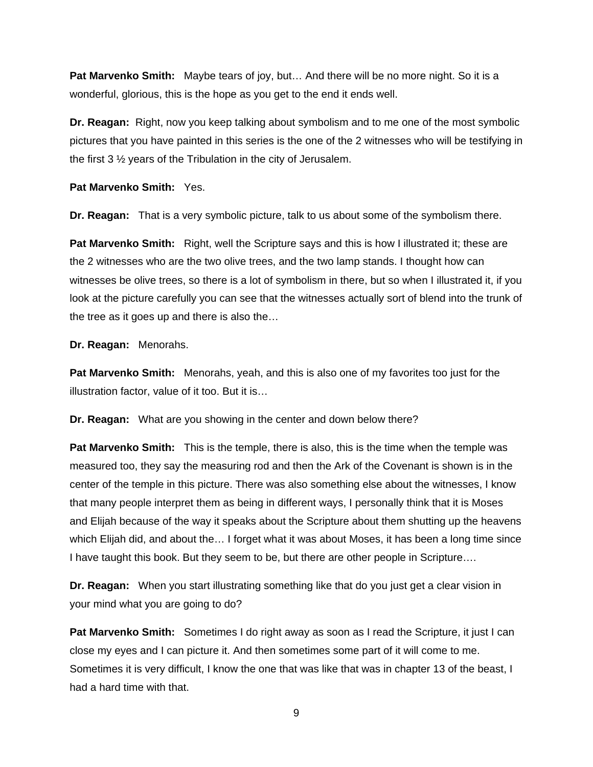**Pat Marvenko Smith:** Maybe tears of joy, but… And there will be no more night. So it is a wonderful, glorious, this is the hope as you get to the end it ends well.

**Dr. Reagan:** Right, now you keep talking about symbolism and to me one of the most symbolic pictures that you have painted in this series is the one of the 2 witnesses who will be testifying in the first 3 ½ years of the Tribulation in the city of Jerusalem.

**Pat Marvenko Smith:** Yes.

**Dr. Reagan:** That is a very symbolic picture, talk to us about some of the symbolism there.

**Pat Marvenko Smith:** Right, well the Scripture says and this is how I illustrated it; these are the 2 witnesses who are the two olive trees, and the two lamp stands. I thought how can witnesses be olive trees, so there is a lot of symbolism in there, but so when I illustrated it, if you look at the picture carefully you can see that the witnesses actually sort of blend into the trunk of the tree as it goes up and there is also the…

**Dr. Reagan:** Menorahs.

**Pat Marvenko Smith:** Menorahs, yeah, and this is also one of my favorites too just for the illustration factor, value of it too. But it is…

**Dr. Reagan:** What are you showing in the center and down below there?

**Pat Marvenko Smith:** This is the temple, there is also, this is the time when the temple was measured too, they say the measuring rod and then the Ark of the Covenant is shown is in the center of the temple in this picture. There was also something else about the witnesses, I know that many people interpret them as being in different ways, I personally think that it is Moses and Elijah because of the way it speaks about the Scripture about them shutting up the heavens which Elijah did, and about the… I forget what it was about Moses, it has been a long time since I have taught this book. But they seem to be, but there are other people in Scripture….

**Dr. Reagan:** When you start illustrating something like that do you just get a clear vision in your mind what you are going to do?

**Pat Marvenko Smith:** Sometimes I do right away as soon as I read the Scripture, it just I can close my eyes and I can picture it. And then sometimes some part of it will come to me. Sometimes it is very difficult, I know the one that was like that was in chapter 13 of the beast, I had a hard time with that.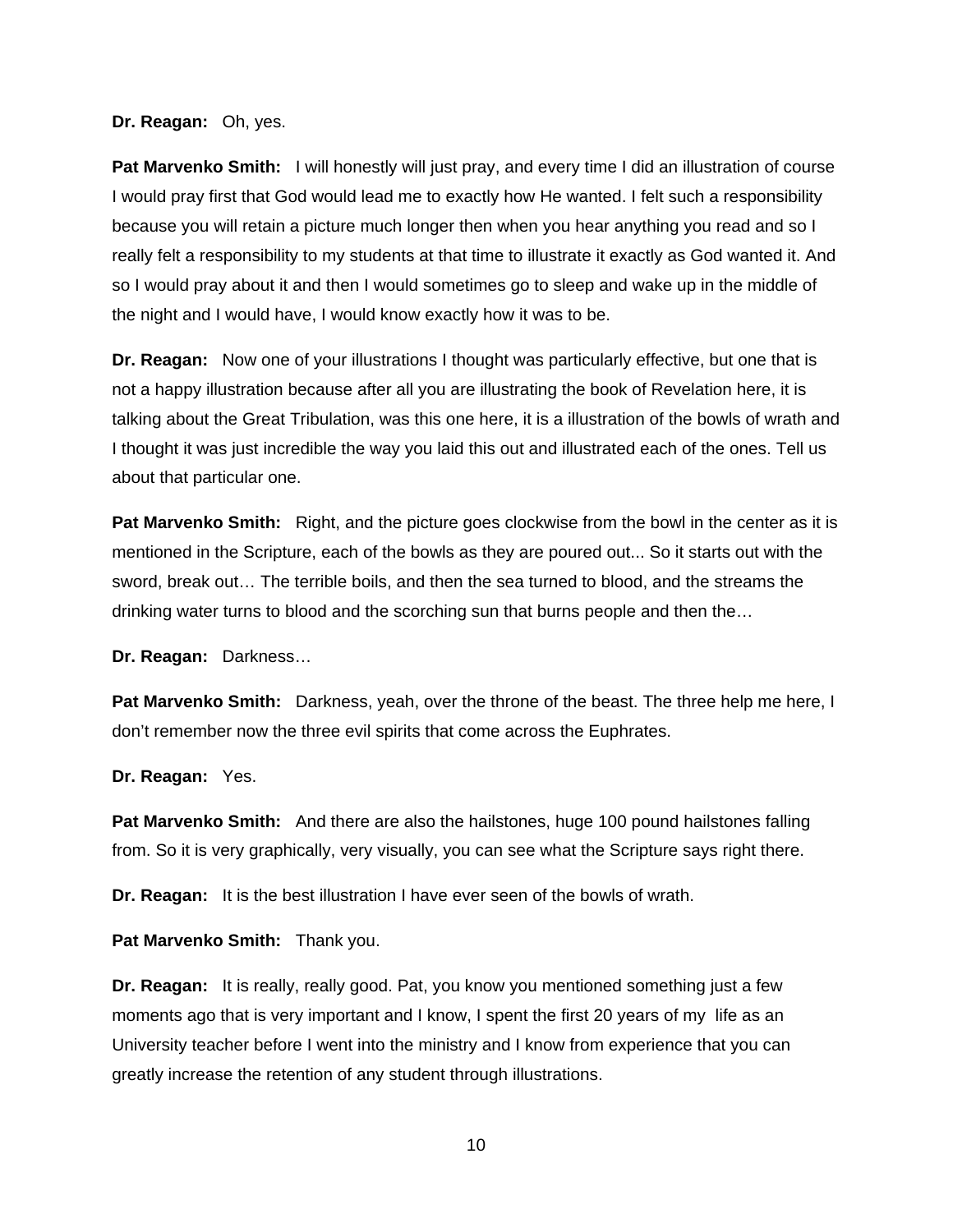**Dr. Reagan:** Oh, yes.

**Pat Marvenko Smith:** I will honestly will just pray, and every time I did an illustration of course I would pray first that God would lead me to exactly how He wanted. I felt such a responsibility because you will retain a picture much longer then when you hear anything you read and so I really felt a responsibility to my students at that time to illustrate it exactly as God wanted it. And so I would pray about it and then I would sometimes go to sleep and wake up in the middle of the night and I would have, I would know exactly how it was to be.

**Dr. Reagan:** Now one of your illustrations I thought was particularly effective, but one that is not a happy illustration because after all you are illustrating the book of Revelation here, it is talking about the Great Tribulation, was this one here, it is a illustration of the bowls of wrath and I thought it was just incredible the way you laid this out and illustrated each of the ones. Tell us about that particular one.

**Pat Marvenko Smith:** Right, and the picture goes clockwise from the bowl in the center as it is mentioned in the Scripture, each of the bowls as they are poured out... So it starts out with the sword, break out… The terrible boils, and then the sea turned to blood, and the streams the drinking water turns to blood and the scorching sun that burns people and then the…

**Dr. Reagan:** Darkness…

**Pat Marvenko Smith:** Darkness, yeah, over the throne of the beast. The three help me here, I don't remember now the three evil spirits that come across the Euphrates.

**Dr. Reagan:** Yes.

**Pat Marvenko Smith:** And there are also the hailstones, huge 100 pound hailstones falling from. So it is very graphically, very visually, you can see what the Scripture says right there.

**Dr. Reagan:** It is the best illustration I have ever seen of the bowls of wrath.

**Pat Marvenko Smith:** Thank you.

**Dr. Reagan:** It is really, really good. Pat, you know you mentioned something just a few moments ago that is very important and I know, I spent the first 20 years of my life as an University teacher before I went into the ministry and I know from experience that you can greatly increase the retention of any student through illustrations.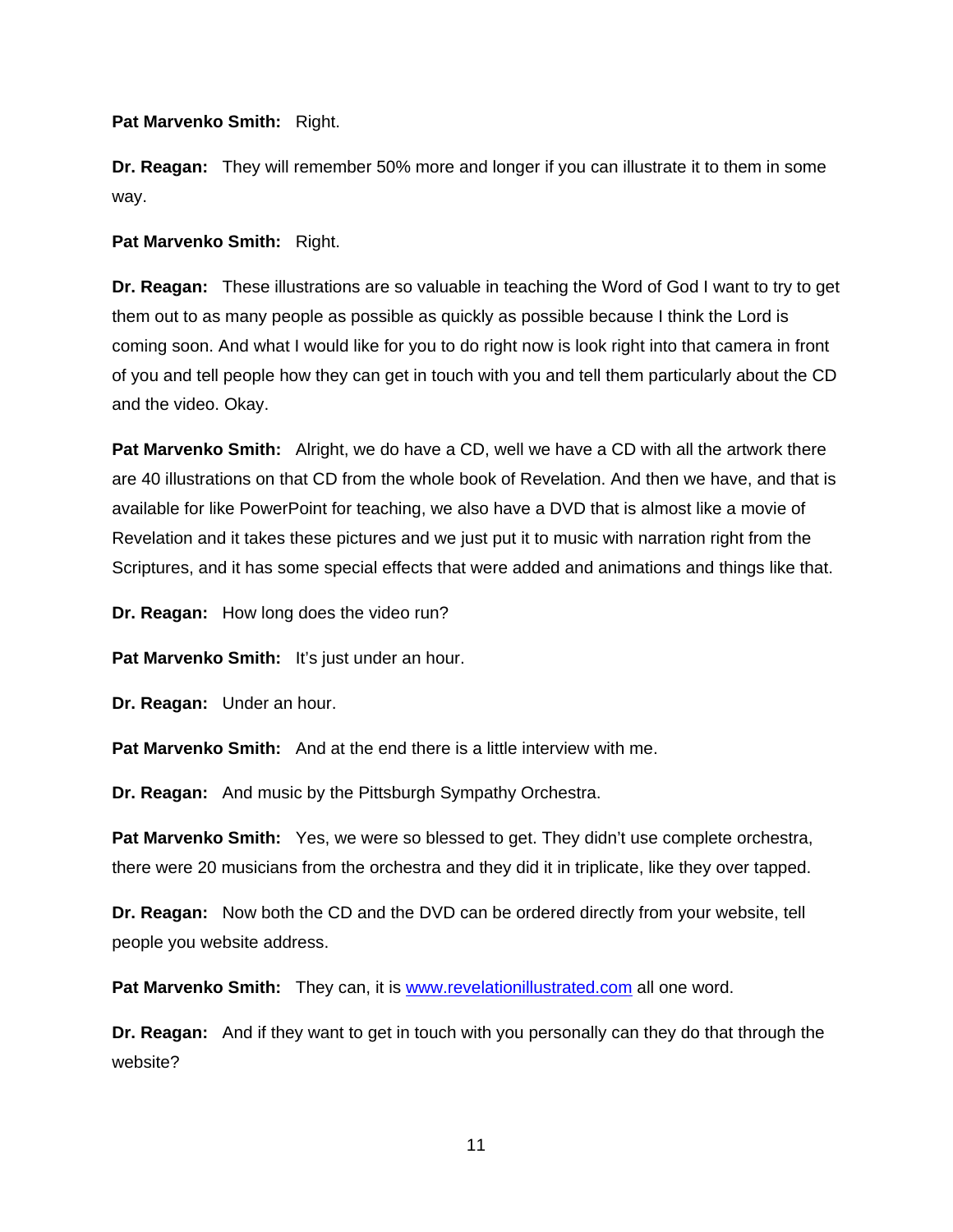**Pat Marvenko Smith:** Right.

**Dr. Reagan:** They will remember 50% more and longer if you can illustrate it to them in some way.

**Pat Marvenko Smith:** Right.

**Dr. Reagan:** These illustrations are so valuable in teaching the Word of God I want to try to get them out to as many people as possible as quickly as possible because I think the Lord is coming soon. And what I would like for you to do right now is look right into that camera in front of you and tell people how they can get in touch with you and tell them particularly about the CD and the video. Okay.

**Pat Marvenko Smith:** Alright, we do have a CD, well we have a CD with all the artwork there are 40 illustrations on that CD from the whole book of Revelation. And then we have, and that is available for like PowerPoint for teaching, we also have a DVD that is almost like a movie of Revelation and it takes these pictures and we just put it to music with narration right from the Scriptures, and it has some special effects that were added and animations and things like that.

**Dr. Reagan:** How long does the video run?

**Pat Marvenko Smith:** It's just under an hour.

**Dr. Reagan:** Under an hour.

**Pat Marvenko Smith:** And at the end there is a little interview with me.

**Dr. Reagan:** And music by the Pittsburgh Sympathy Orchestra.

**Pat Marvenko Smith:** Yes, we were so blessed to get. They didn't use complete orchestra, there were 20 musicians from the orchestra and they did it in triplicate, like they over tapped.

**Dr. Reagan:** Now both the CD and the DVD can be ordered directly from your website, tell people you website address.

**Pat Marvenko Smith:** They can, it is [www.revelationillustrated.com](http://www.revelationillustrated.com) all one word.

**Dr. Reagan:** And if they want to get in touch with you personally can they do that through the website?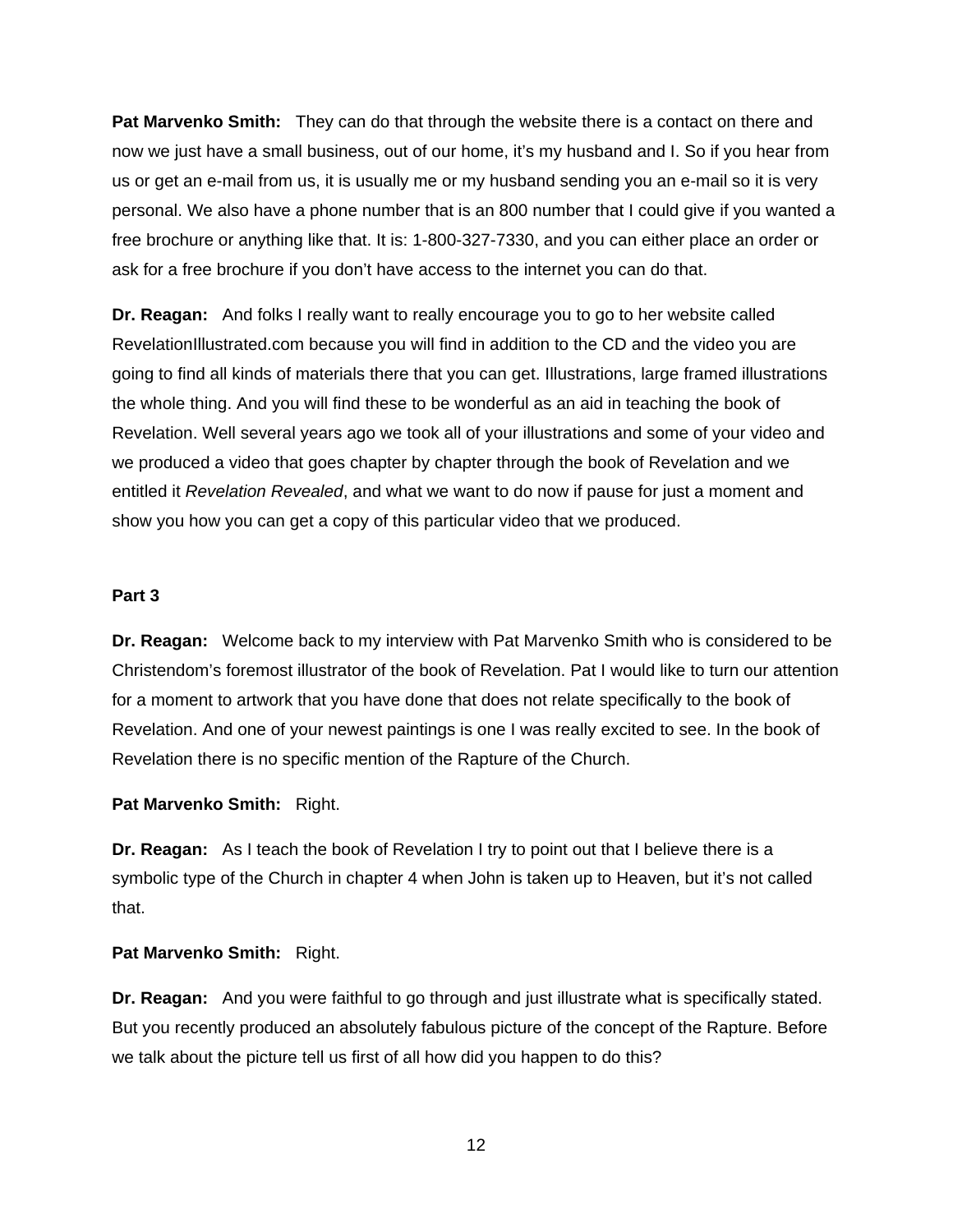**Pat Marvenko Smith:** They can do that through the website there is a contact on there and now we just have a small business, out of our home, it's my husband and I. So if you hear from us or get an e-mail from us, it is usually me or my husband sending you an e-mail so it is very personal. We also have a phone number that is an 800 number that I could give if you wanted a free brochure or anything like that. It is: 1-800-327-7330, and you can either place an order or ask for a free brochure if you don't have access to the internet you can do that.

**Dr. Reagan:** And folks I really want to really encourage you to go to her website called RevelationIllustrated.com because you will find in addition to the CD and the video you are going to find all kinds of materials there that you can get. Illustrations, large framed illustrations the whole thing. And you will find these to be wonderful as an aid in teaching the book of Revelation. Well several years ago we took all of your illustrations and some of your video and we produced a video that goes chapter by chapter through the book of Revelation and we entitled it *Revelation Revealed*, and what we want to do now if pause for just a moment and show you how you can get a copy of this particular video that we produced.

**Part 3**

**Dr. Reagan:** Welcome back to my interview with Pat Marvenko Smith who is considered to be Christendom's foremost illustrator of the book of Revelation. Pat I would like to turn our attention for a moment to artwork that you have done that does not relate specifically to the book of Revelation. And one of your newest paintings is one I was really excited to see. In the book of Revelation there is no specific mention of the Rapture of the Church.

**Pat Marvenko Smith:** Right.

**Dr. Reagan:** As I teach the book of Revelation I try to point out that I believe there is a symbolic type of the Church in chapter 4 when John is taken up to Heaven, but it's not called that.

**Pat Marvenko Smith:** Right.

**Dr. Reagan:** And you were faithful to go through and just illustrate what is specifically stated. But you recently produced an absolutely fabulous picture of the concept of the Rapture. Before we talk about the picture tell us first of all how did you happen to do this?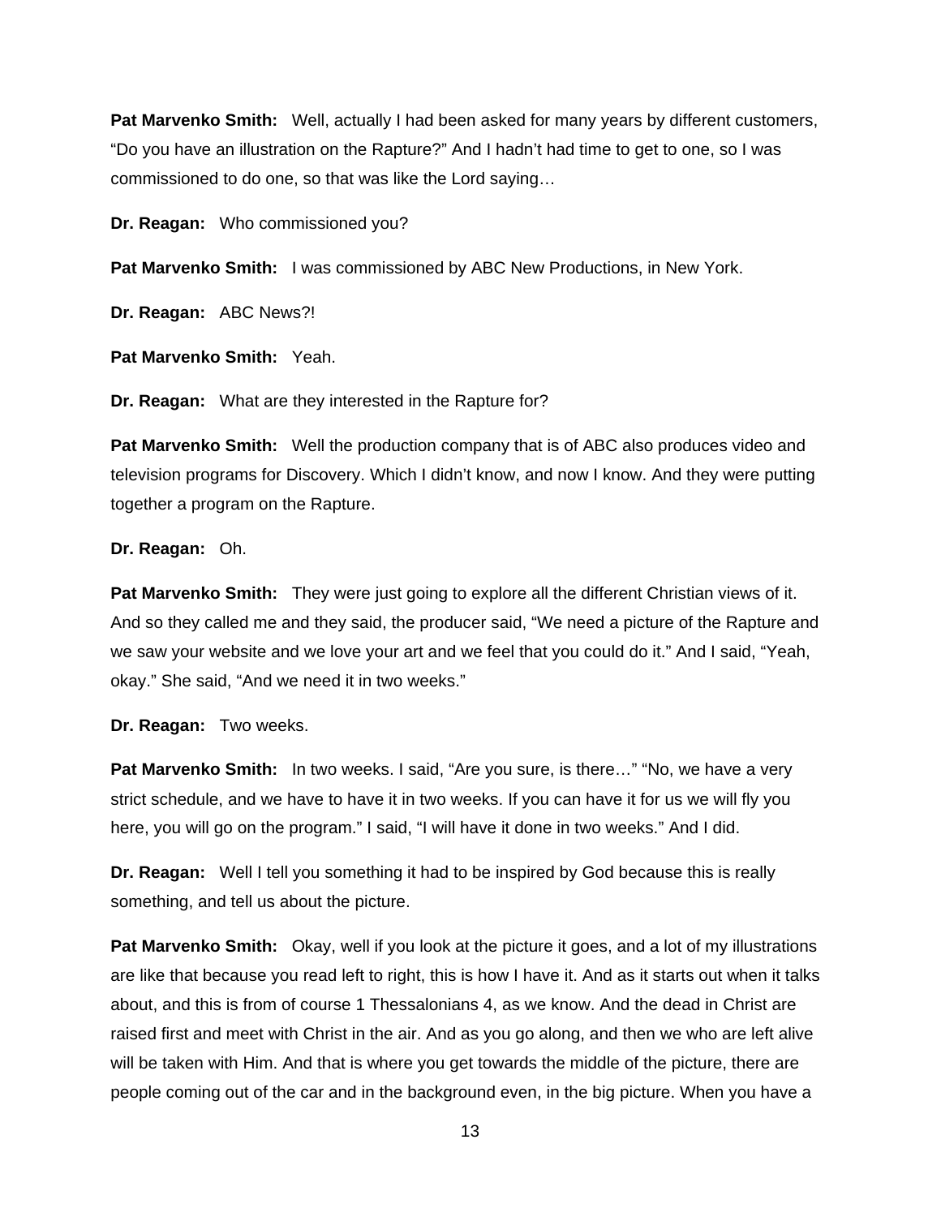**Pat Marvenko Smith:** Well, actually I had been asked for many years by different customers, “Do you have an illustration on the Rapture?” And I hadn’t had time to get to one, so I was commissioned to do one, so that was like the Lord saying…

**Dr. Reagan:** Who commissioned you?

**Pat Marvenko Smith:** I was commissioned by ABC New Productions, in New York.

**Dr. Reagan:** ABC News?!

**Pat Marvenko Smith:** Yeah.

**Dr. Reagan:** What are they interested in the Rapture for?

**Pat Marvenko Smith:** Well the production company that is of ABC also produces video and television programs for Discovery. Which I didn’t know, and now I know. And they were putting together a program on the Rapture.

**Dr. Reagan:** Oh.

**Pat Marvenko Smith:** They were just going to explore all the different Christian views of it. And so they called me and they said, the producer said, “We need a picture of the Rapture and we saw your website and we love your art and we feel that you could do it.” And I said, “Yeah, okay.” She said, “And we need it in two weeks.”

**Dr. Reagan:** Two weeks.

**Pat Marvenko Smith:** In two weeks. I said, “Are you sure, is there…” “No, we have a very strict schedule, and we have to have it in two weeks. If you can have it for us we will fly you here, you will go on the program.” I said, “I will have it done in two weeks.” And I did.

**Dr. Reagan:** Well I tell you something it had to be inspired by God because this is really something, and tell us about the picture.

**Pat Marvenko Smith:** Okay, well if you look at the picture it goes, and a lot of my illustrations are like that because you read left to right, this is how I have it. And as it starts out when it talks about, and this is from of course 1 Thessalonians 4, as we know. And the dead in Christ are raised first and meet with Christ in the air. And as you go along, and then we who are left alive will be taken with Him. And that is where you get towards the middle of the picture, there are people coming out of the car and in the background even, in the big picture. When you have a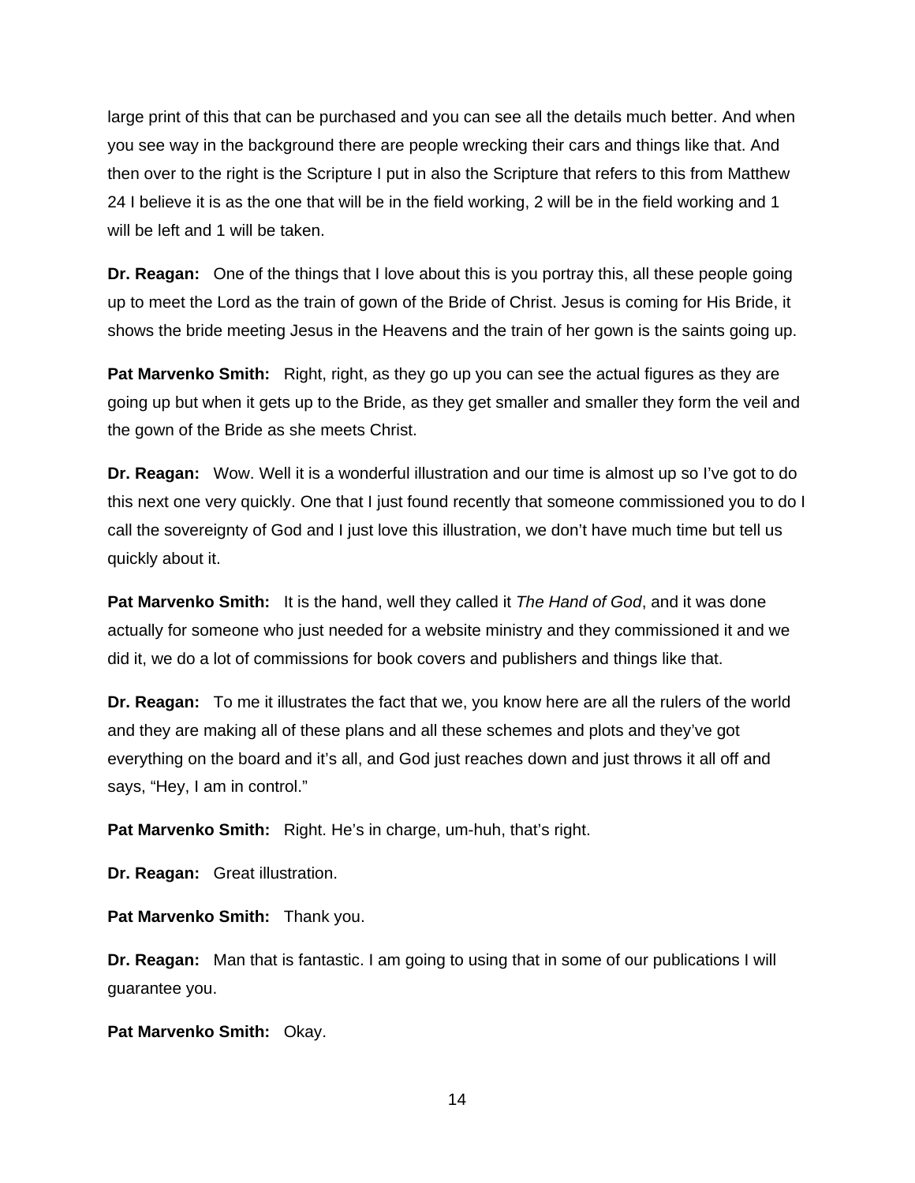large print of this that can be purchased and you can see all the details much better. And when you see way in the background there are people wrecking their cars and things like that. And then over to the right is the Scripture I put in also the Scripture that refers to this from Matthew 24 I believe it is as the one that will be in the field working, 2 will be in the field working and 1 will be left and 1 will be taken.

**Dr. Reagan:** One of the things that I love about this is you portray this, all these people going up to meet the Lord as the train of gown of the Bride of Christ. Jesus is coming for His Bride, it shows the bride meeting Jesus in the Heavens and the train of her gown is the saints going up.

**Pat Marvenko Smith:** Right, right, as they go up you can see the actual figures as they are going up but when it gets up to the Bride, as they get smaller and smaller they form the veil and the gown of the Bride as she meets Christ.

**Dr. Reagan:** Wow. Well it is a wonderful illustration and our time is almost up so I've got to do this next one very quickly. One that I just found recently that someone commissioned you to do I call the sovereignty of God and I just love this illustration, we don't have much time but tell us quickly about it.

**Pat Marvenko Smith:** It is the hand, well they called it *The Hand of God*, and it was done actually for someone who just needed for a website ministry and they commissioned it and we did it, we do a lot of commissions for book covers and publishers and things like that.

**Dr. Reagan:** To me it illustrates the fact that we, you know here are all the rulers of the world and they are making all of these plans and all these schemes and plots and they've got everything on the board and it's all, and God just reaches down and just throws it all off and says, "Hey, I am in control."

**Pat Marvenko Smith:** Right. He's in charge, um-huh, that's right.

**Dr. Reagan:** Great illustration.

**Pat Marvenko Smith:** Thank you.

**Dr. Reagan:** Man that is fantastic. I am going to using that in some of our publications I will guarantee you.

**Pat Marvenko Smith:** Okay.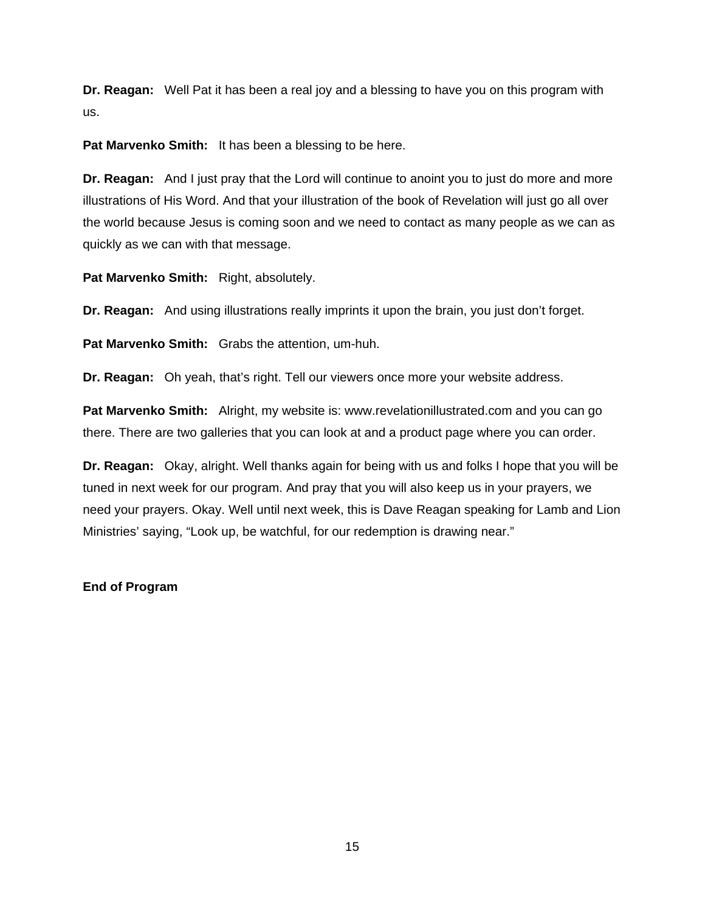**Dr. Reagan:** Well Pat it has been a real joy and a blessing to have you on this program with us.

**Pat Marvenko Smith:** It has been a blessing to be here.

**Dr. Reagan:** And I just pray that the Lord will continue to anoint you to just do more and more illustrations of His Word. And that your illustration of the book of Revelation will just go all over the world because Jesus is coming soon and we need to contact as many people as we can as quickly as we can with that message.

**Pat Marvenko Smith:** Right, absolutely.

**Dr. Reagan:** And using illustrations really imprints it upon the brain, you just don't forget.

**Pat Marvenko Smith:** Grabs the attention, um-huh.

**Dr. Reagan:** Oh yeah, that's right. Tell our viewers once more your website address.

**Pat Marvenko Smith:** Alright, my website is: www.revelationillustrated.com and you can go there. There are two galleries that you can look at and a product page where you can order.

**Dr. Reagan:** Okay, alright. Well thanks again for being with us and folks I hope that you will be tuned in next week for our program. And pray that you will also keep us in your prayers, we need your prayers. Okay. Well until next week, this is Dave Reagan speaking for Lamb and Lion Ministries' saying, "Look up, be watchful, for our redemption is drawing near."

**End of Program**